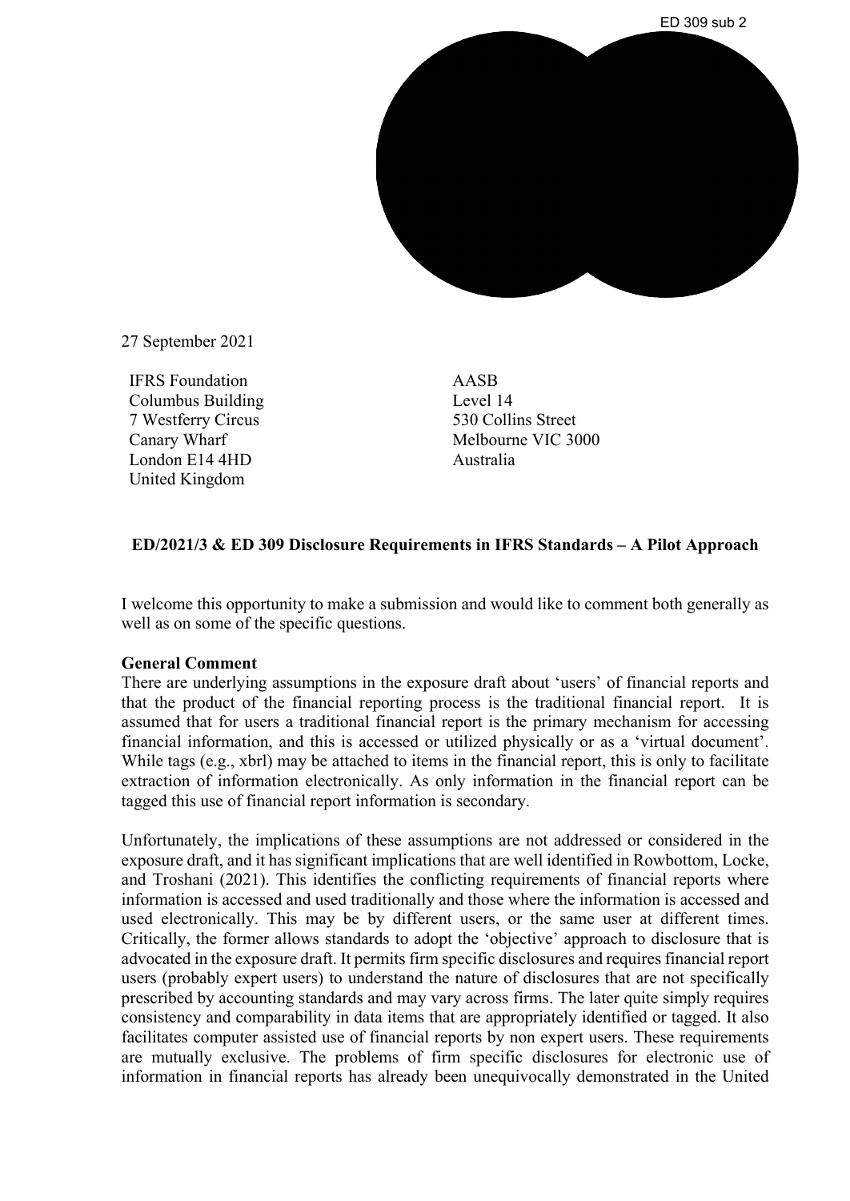ED 309 sub 2

27 September 2021

IFRS Foundation
Columbus Building
7 Westferry Circus
Canary Wharf
London E14 4HD
United Kingdom

AASB
Level 14
530 Collins Street
Melbourne VIC 3000
Australia

**ED/2021/3 & ED 309 Disclosure Requirements in IFRS Standards – A Pilot Approach**

I welcome this opportunity to make a submission and would like to comment both generally as well as on some of the specific questions.

**General Comment**

There are underlying assumptions in the exposure draft about 'users' of financial reports and that the product of the financial reporting process is the traditional financial report. It is assumed that for users a traditional financial report is the primary mechanism for accessing financial information, and this is accessed or utilized physically or as a 'virtual document'. While tags (e.g., xbrl) may be attached to items in the financial report, this is only to facilitate extraction of information electronically. As only information in the financial report can be tagged this use of financial report information is secondary.

Unfortunately, the implications of these assumptions are not addressed or considered in the exposure draft, and it has significant implications that are well identified in Rowbottom, Locke, and Troshani (2021). This identifies the conflicting requirements of financial reports where information is accessed and used traditionally and those where the information is accessed and used electronically. This may be by different users, or the same user at different times. Critically, the former allows standards to adopt the 'objective' approach to disclosure that is advocated in the exposure draft. It permits firm specific disclosures and requires financial report users (probably expert users) to understand the nature of disclosures that are not specifically prescribed by accounting standards and may vary across firms. The later quite simply requires consistency and comparability in data items that are appropriately identified or tagged. It also facilitates computer assisted use of financial reports by non expert users. These requirements are mutually exclusive. The problems of firm specific disclosures for electronic use of information in financial reports has already been unequivocally demonstrated in the United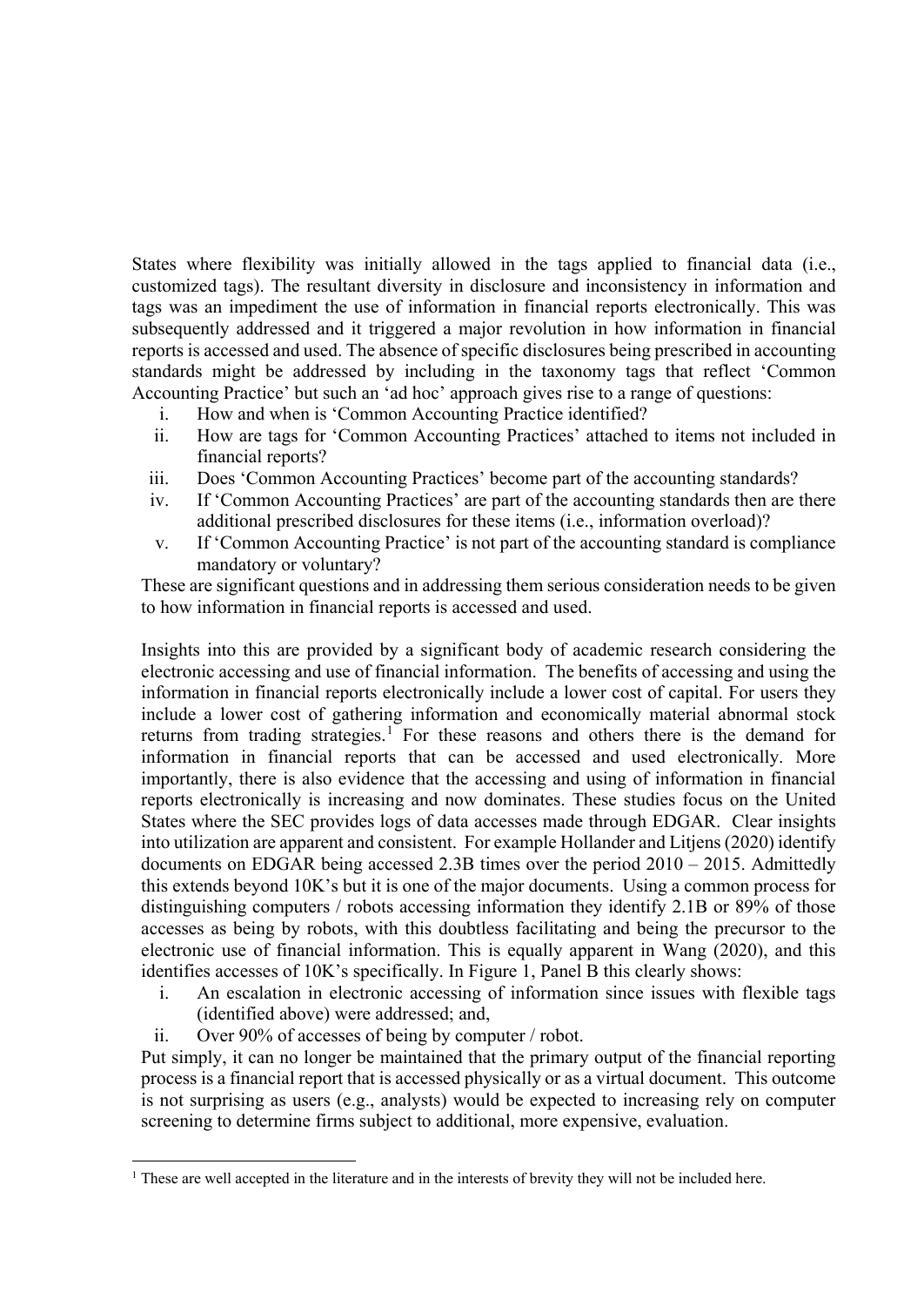States where flexibility was initially allowed in the tags applied to financial data (i.e., customized tags). The resultant diversity in disclosure and inconsistency in information and tags was an impediment the use of information in financial reports electronically. This was subsequently addressed and it triggered a major revolution in how information in financial reports is accessed and used. The absence of specific disclosures being prescribed in accounting standards might be addressed by including in the taxonomy tags that reflect 'Common Accounting Practice' but such an 'ad hoc' approach gives rise to a range of questions:

i. How and when is 'Common Accounting Practice identified?
ii. How are tags for 'Common Accounting Practices' attached to items not included in financial reports?
iii. Does 'Common Accounting Practices' become part of the accounting standards?
iv. If 'Common Accounting Practices' are part of the accounting standards then are there additional prescribed disclosures for these items (i.e., information overload)?
v. If 'Common Accounting Practice' is not part of the accounting standard is compliance mandatory or voluntary?

These are significant questions and in addressing them serious consideration needs to be given to how information in financial reports is accessed and used.

Insights into this are provided by a significant body of academic research considering the electronic accessing and use of financial information. The benefits of accessing and using the information in financial reports electronically include a lower cost of capital. For users they include a lower cost of gathering information and economically material abnormal stock returns from trading strategies.[1] For these reasons and others there is the demand for information in financial reports that can be accessed and used electronically. More importantly, there is also evidence that the accessing and using of information in financial reports electronically is increasing and now dominates. These studies focus on the United States where the SEC provides logs of data accesses made through EDGAR. Clear insights into utilization are apparent and consistent. For example Hollander and Litjens (2020) identify documents on EDGAR being accessed 2.3B times over the period 2010 – 2015. Admittedly this extends beyond 10K's but it is one of the major documents. Using a common process for distinguishing computers / robots accessing information they identify 2.1B or 89% of those accesses as being by robots, with this doubtless facilitating and being the precursor to the electronic use of financial information. This is equally apparent in Wang (2020), and this identifies accesses of 10K's specifically. In Figure 1, Panel B this clearly shows:

i. An escalation in electronic accessing of information since issues with flexible tags (identified above) were addressed; and,
ii. Over 90% of accesses of being by computer / robot.

Put simply, it can no longer be maintained that the primary output of the financial reporting process is a financial report that is accessed physically or as a virtual document. This outcome is not surprising as users (e.g., analysts) would be expected to increasing rely on computer screening to determine firms subject to additional, more expensive, evaluation.

[1] These are well accepted in the literature and in the interests of brevity they will not be included here.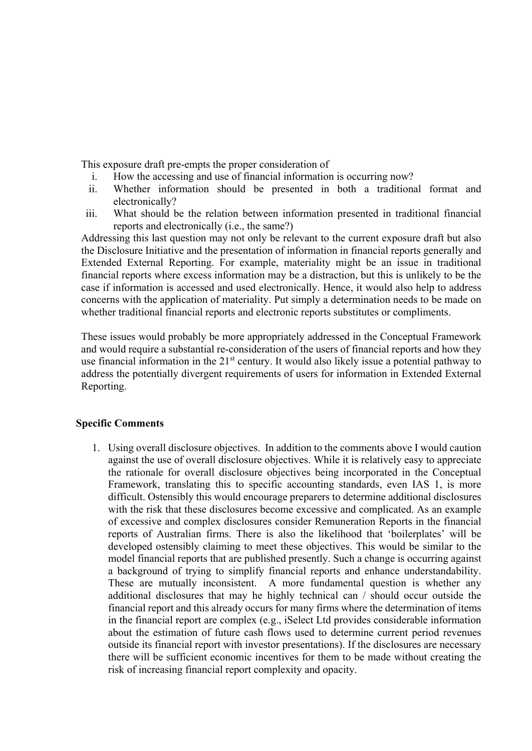This exposure draft pre-empts the proper consideration of

i. How the accessing and use of financial information is occurring now?
ii. Whether information should be presented in both a traditional format and electronically?
iii. What should be the relation between information presented in traditional financial reports and electronically (i.e., the same?)

Addressing this last question may not only be relevant to the current exposure draft but also the Disclosure Initiative and the presentation of information in financial reports generally and Extended External Reporting. For example, materiality might be an issue in traditional financial reports where excess information may be a distraction, but this is unlikely to be the case if information is accessed and used electronically. Hence, it would also help to address concerns with the application of materiality. Put simply a determination needs to be made on whether traditional financial reports and electronic reports substitutes or compliments.

These issues would probably be more appropriately addressed in the Conceptual Framework and would require a substantial re-consideration of the users of financial reports and how they use financial information in the 21st century. It would also likely issue a potential pathway to address the potentially divergent requirements of users for information in Extended External Reporting.

**Specific Comments**

1. Using overall disclosure objectives. In addition to the comments above I would caution against the use of overall disclosure objectives. While it is relatively easy to appreciate the rationale for overall disclosure objectives being incorporated in the Conceptual Framework, translating this to specific accounting standards, even IAS 1, is more difficult. Ostensibly this would encourage preparers to determine additional disclosures with the risk that these disclosures become excessive and complicated. As an example of excessive and complex disclosures consider Remuneration Reports in the financial reports of Australian firms. There is also the likelihood that 'boilerplates' will be developed ostensibly claiming to meet these objectives. This would be similar to the model financial reports that are published presently. Such a change is occurring against a background of trying to simplify financial reports and enhance understandability. These are mutually inconsistent. A more fundamental question is whether any additional disclosures that may he highly technical can / should occur outside the financial report and this already occurs for many firms where the determination of items in the financial report are complex (e.g., iSelect Ltd provides considerable information about the estimation of future cash flows used to determine current period revenues outside its financial report with investor presentations). If the disclosures are necessary there will be sufficient economic incentives for them to be made without creating the risk of increasing financial report complexity and opacity.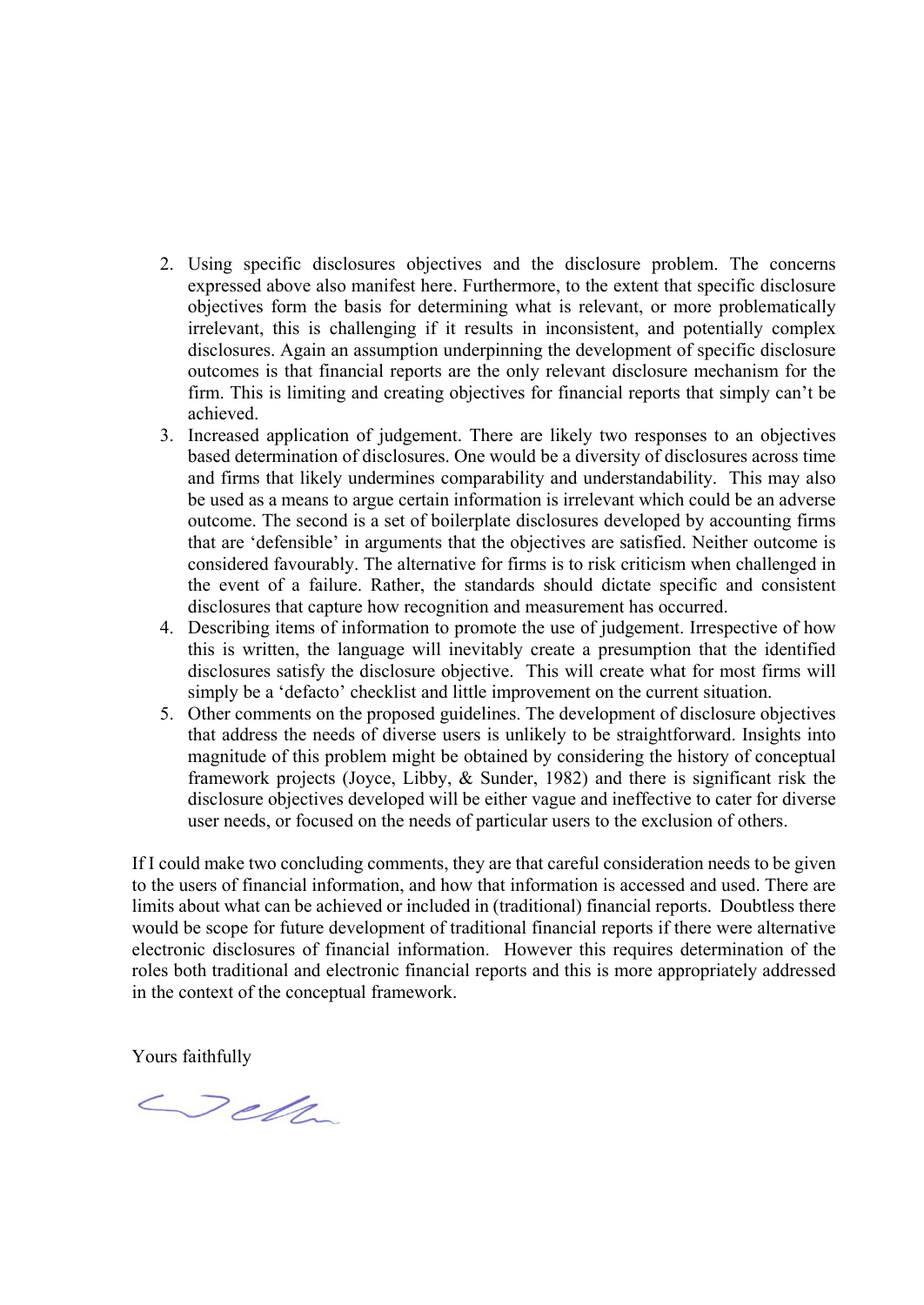2. Using specific disclosures objectives and the disclosure problem. The concerns expressed above also manifest here. Furthermore, to the extent that specific disclosure objectives form the basis for determining what is relevant, or more problematically irrelevant, this is challenging if it results in inconsistent, and potentially complex disclosures. Again an assumption underpinning the development of specific disclosure outcomes is that financial reports are the only relevant disclosure mechanism for the firm. This is limiting and creating objectives for financial reports that simply can't be achieved.
3. Increased application of judgement. There are likely two responses to an objectives based determination of disclosures. One would be a diversity of disclosures across time and firms that likely undermines comparability and understandability. This may also be used as a means to argue certain information is irrelevant which could be an adverse outcome. The second is a set of boilerplate disclosures developed by accounting firms that are 'defensible' in arguments that the objectives are satisfied. Neither outcome is considered favourably. The alternative for firms is to risk criticism when challenged in the event of a failure. Rather, the standards should dictate specific and consistent disclosures that capture how recognition and measurement has occurred.
4. Describing items of information to promote the use of judgement. Irrespective of how this is written, the language will inevitably create a presumption that the identified disclosures satisfy the disclosure objective. This will create what for most firms will simply be a 'defacto' checklist and little improvement on the current situation.
5. Other comments on the proposed guidelines. The development of disclosure objectives that address the needs of diverse users is unlikely to be straightforward. Insights into magnitude of this problem might be obtained by considering the history of conceptual framework projects (Joyce, Libby, & Sunder, 1982) and there is significant risk the disclosure objectives developed will be either vague and ineffective to cater for diverse user needs, or focused on the needs of particular users to the exclusion of others.

If I could make two concluding comments, they are that careful consideration needs to be given to the users of financial information, and how that information is accessed and used. There are limits about what can be achieved or included in (traditional) financial reports. Doubtless there would be scope for future development of traditional financial reports if there were alternative electronic disclosures of financial information. However this requires determination of the roles both traditional and electronic financial reports and this is more appropriately addressed in the context of the conceptual framework.

Yours faithfully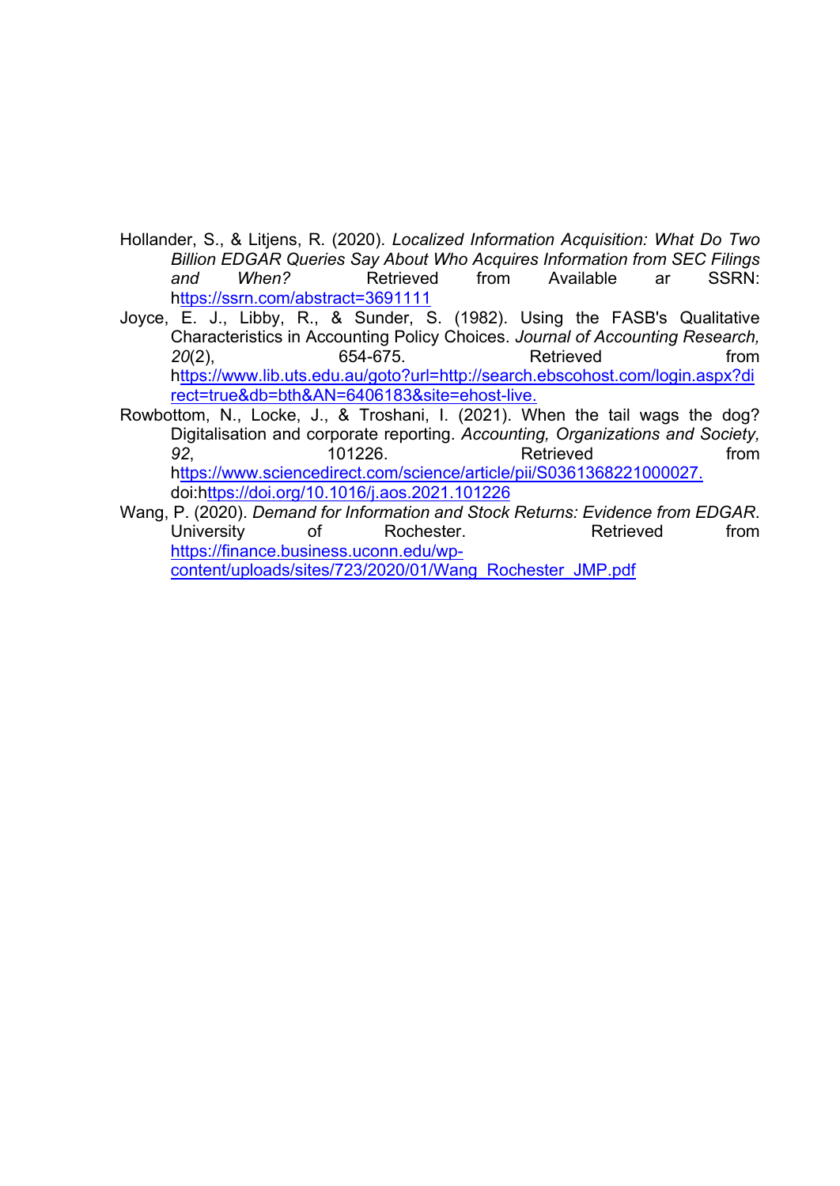Hollander, S., & Litjens, R. (2020). *Localized Information Acquisition: What Do Two Billion EDGAR Queries Say About Who Acquires Information from SEC Filings and When?* Retrieved from Available ar SSRN: https://ssrn.com/abstract=3691111

Joyce, E. J., Libby, R., & Sunder, S. (1982). Using the FASB's Qualitative Characteristics in Accounting Policy Choices. *Journal of Accounting Research, 20*(2), 654-675. Retrieved from https://www.lib.uts.edu.au/goto?url=http://search.ebscohost.com/login.aspx?direct=true&db=bth&AN=6406183&site=ehost-live.

Rowbottom, N., Locke, J., & Troshani, I. (2021). When the tail wags the dog? Digitalisation and corporate reporting. *Accounting, Organizations and Society, 92*, 101226. Retrieved from https://www.sciencedirect.com/science/article/pii/S0361368221000027. doi:https://doi.org/10.1016/j.aos.2021.101226

Wang, P. (2020). *Demand for Information and Stock Returns: Evidence from EDGAR*. University of Rochester. Retrieved from https://finance.business.uconn.edu/wp-content/uploads/sites/723/2020/01/Wang_Rochester_JMP.pdf